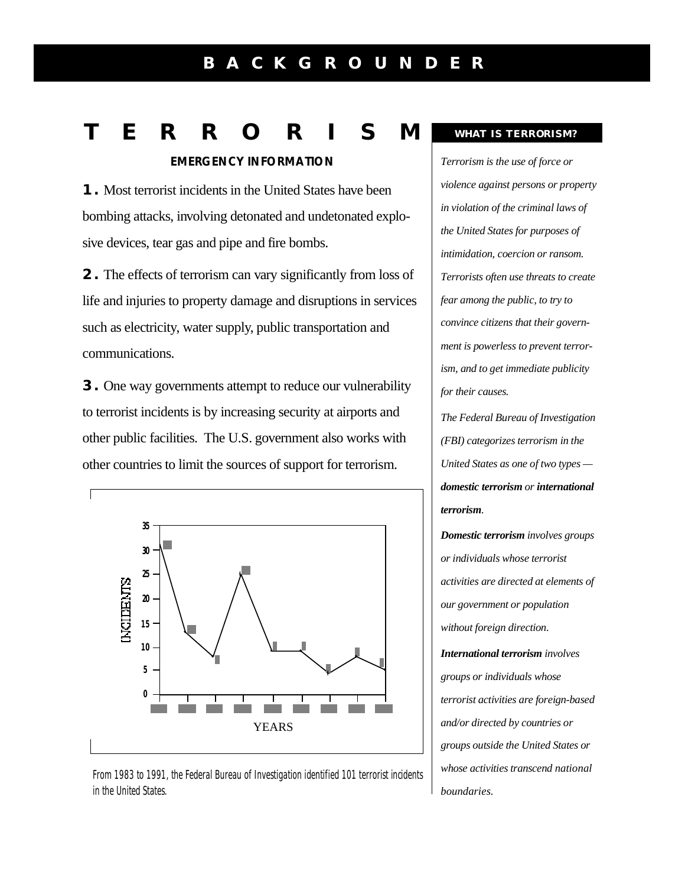# BACKGROUNDER

# TERRORISM

### EMERGENCY INFORMATION

**1.** Most terrorist incidents in the United States have been bombing attacks, involving detonated and undetonated explosive devices, tear gas and pipe and fire bombs.

**2.** The effects of terrorism can vary significantly from loss of life and injuries to property damage and disruptions in services such as electricity, water supply, public transportation and communications.

**3.** One way governments attempt to reduce our vulnerability to terrorist incidents is by increasing security at airports and other public facilities. The U.S. government also works with other countries to limit the sources of support for terrorism.

From 1983 to 1991, the Federal Bureau of Investigation identified 101 terrorist incidents in the United States.

### WHAT IS TERRORISM?

*Terrorism is the use of force or violence against persons or property in violation of the criminal laws of the United States for purposes of intimidation, coercion or ransom. Terrorists often use threats to create fear among the public, to try to convince citizens that their government is powerless to prevent terrorism, and to get immediate publicity for their causes.*

*The Federal Bureau of Investigation (FBI) categorizes terrorism in the United States as one of two types —* ***domestic terrorism*** *or* ***international terrorism****.*

***Domestic terrorism*** *involves groups or individuals whose terrorist activities are directed at elements of our government or population without foreign direction.*

***International terrorism*** *involves groups or individuals whose terrorist activities are foreign-based and/or directed by countries or groups outside the United States or whose activities transcend national boundaries.*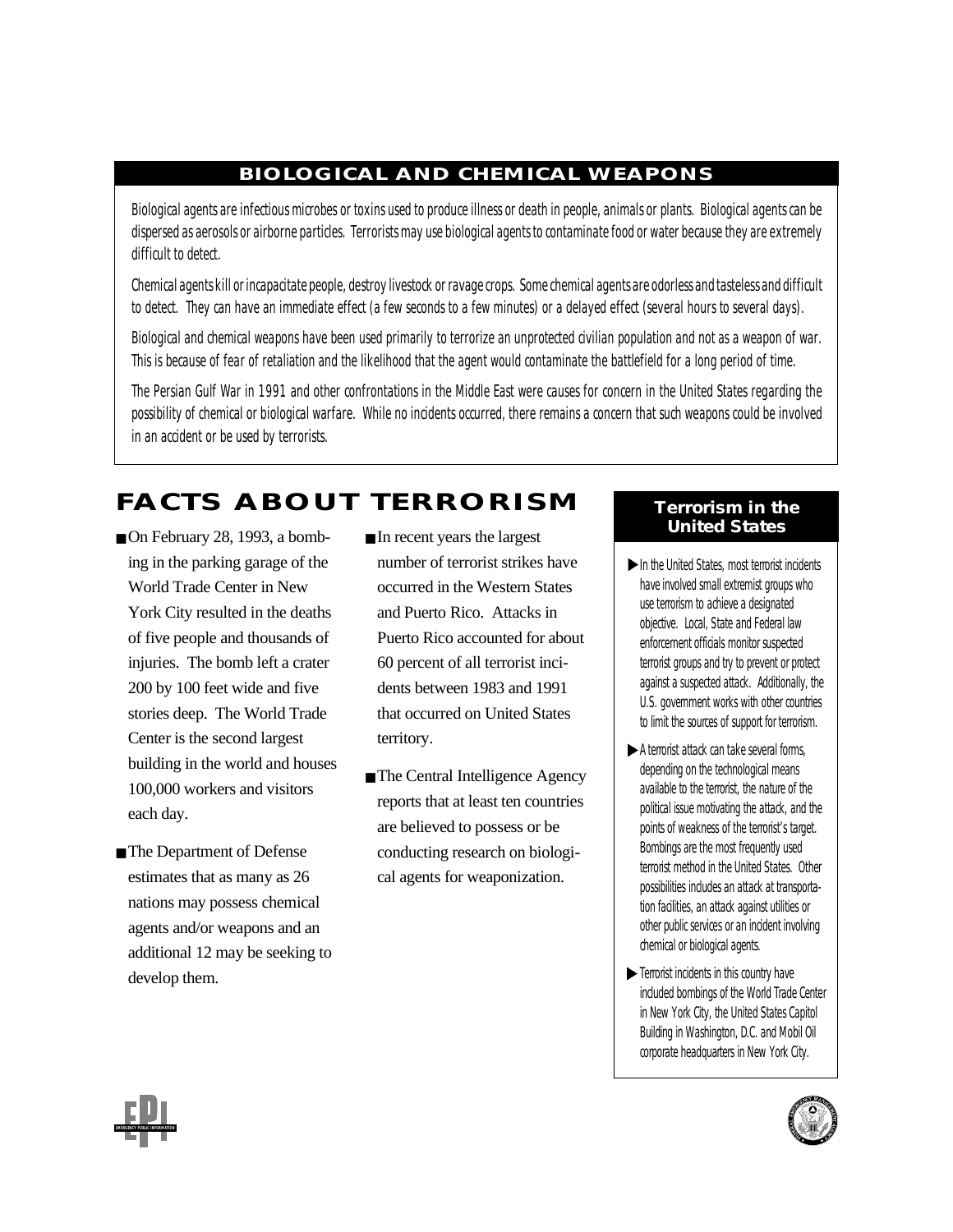## BIOLOGICAL AND CHEMICAL WEAPONS

*Biological agents are infectious microbes or toxins used to produce illness or death in people, animals or plants. Biological agents can be dispersed as aerosols or airborne particles. Terrorists may use biological agents to contaminate food or water because they are extremely difficult to detect.*

*Chemical agents kill or incapacitate people, destroy livestock or ravage crops. Some chemical agents are odorless and tasteless and difficult to detect. They can have an immediate effect (a few seconds to a few minutes) or a delayed effect (several hours to several days).*

*Biological and chemical weapons have been used primarily to terrorize an unprotected civilian population and not as a weapon of war. This is because of fear of retaliation and the likelihood that the agent would contaminate the battlefield for a long period of time.*

*The Persian Gulf War in 1991 and other confrontations in the Middle East were causes for concern in the United States regarding the possibility of chemical or biological warfare. While no incidents occurred, there remains a concern that such weapons could be involved in an accident or be used by terrorists.*

# FACTS ABOUT TERRORISM

- On February 28, 1993, a bombing in the parking garage of the World Trade Center in New York City resulted in the deaths of five people and thousands of injuries. The bomb left a crater 200 by 100 feet wide and five stories deep. The World Trade Center is the second largest building in the world and houses 100,000 workers and visitors each day.
- The Department of Defense estimates that as many as 26 nations may possess chemical agents and/or weapons and an additional 12 may be seeking to develop them.
- In recent years the largest number of terrorist strikes have occurred in the Western States and Puerto Rico. Attacks in Puerto Rico accounted for about 60 percent of all terrorist incidents between 1983 and 1991 that occurred on United States territory.
- The Central Intelligence Agency reports that at least ten countries are believed to possess or be conducting research on biological agents for weaponization.

### Terrorism in the United States

- In the United States, most terrorist incidents have involved small extremist groups who use terrorism to achieve a designated objective. Local, State and Federal law enforcement officials monitor suspected terrorist groups and try to prevent or protect against a suspected attack. Additionally, the U.S. government works with other countries to limit the sources of support for terrorism.
- A terrorist attack can take several forms, depending on the technological means available to the terrorist, the nature of the political issue motivating the attack, and the points of weakness of the terrorist's target. Bombings are the most frequently used terrorist method in the United States. Other possibilities includes an attack at transportation facilities, an attack against utilities or other public services or an incident involving chemical or biological agents.
- Terrorist incidents in this country have included bombings of the World Trade Center in New York City, the United States Capitol Building in Washington, D.C. and Mobil Oil corporate headquarters in New York City.